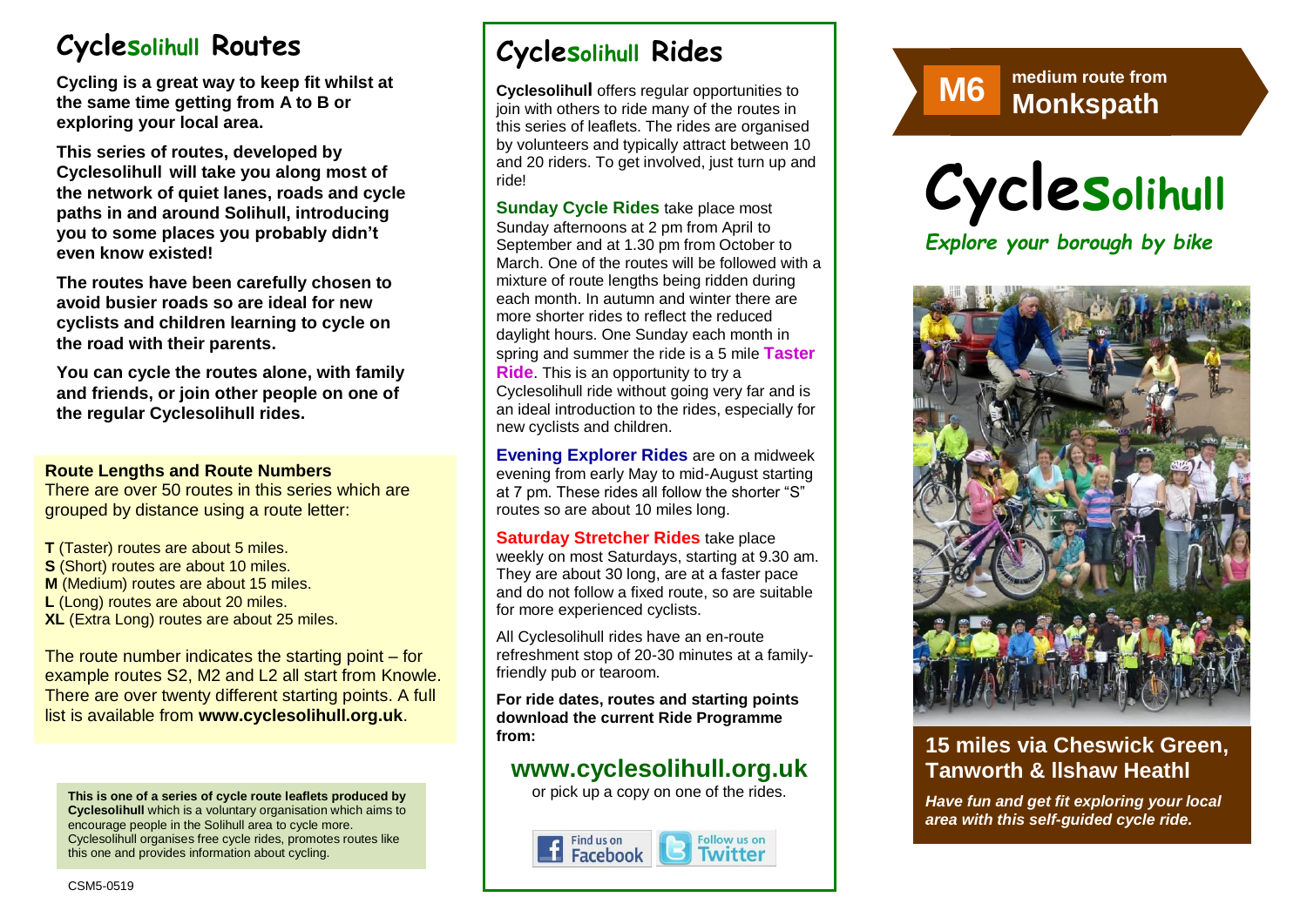# Cyclesolihull Routes

**Cycling is a great way to keep fit whilst at the same time getting from A to B or exploring your local area.**

**This series of routes, developed by Cyclesolihull will take you along most of the network of quiet lanes, roads and cycle paths in and around Solihull, introducing you to some places you probably didn't even know existed!**

**The routes have been carefully chosen to avoid busier roads so are ideal for new cyclists and children learning to cycle on the road with their parents.**

**You can cycle the routes alone, with family and friends, or join other people on one of the regular Cyclesolihull rides.**

### Route Lengths and Route Numbers

There are over 50 routes in this series which are grouped by distance using a route letter:

**T** (Taster) routes are about 5 miles.
**S** (Short) routes are about 10 miles.
**M** (Medium) routes are about 15 miles.
**L** (Long) routes are about 20 miles.
**XL** (Extra Long) routes are about 25 miles.

The route number indicates the starting point – for example routes S2, M2 and L2 all start from Knowle. There are over twenty different starting points. A full list is available from **www.cyclesolihull.org.uk**.

**This is one of a series of cycle route leaflets produced by Cyclesolihull** which is a voluntary organisation which aims to encourage people in the Solihull area to cycle more. Cyclesolihull organises free cycle rides, promotes routes like this one and provides information about cycling.

CSM5-0519

# Cyclesolihull Rides

**Cyclesolihull** offers regular opportunities to join with others to ride many of the routes in this series of leaflets. The rides are organised by volunteers and typically attract between 10 and 20 riders. To get involved, just turn up and ride!

**Sunday Cycle Rides** take place most Sunday afternoons at 2 pm from April to September and at 1.30 pm from October to March. One of the routes will be followed with a mixture of route lengths being ridden during each month. In autumn and winter there are more shorter rides to reflect the reduced daylight hours. One Sunday each month in spring and summer the ride is a 5 mile **Taster Ride**. This is an opportunity to try a Cyclesolihull ride without going very far and is an ideal introduction to the rides, especially for new cyclists and children.

**Evening Explorer Rides** are on a midweek evening from early May to mid-August starting at 7 pm. These rides all follow the shorter "S" routes so are about 10 miles long.

**Saturday Stretcher Rides** take place weekly on most Saturdays, starting at 9.30 am. They are about 30 long, are at a faster pace and do not follow a fixed route, so are suitable for more experienced cyclists.

All Cyclesolihull rides have an en-route refreshment stop of 20-30 minutes at a family-friendly pub or tearoom.

**For ride dates, routes and starting points download the current Ride Programme from:**

## www.cyclesolihull.org.uk

or pick up a copy on one of the rides.

Find us on Facebook | Follow us on Twitter

**M6** medium route from **Monkspath**

# Cyclesolihull

*Explore your borough by bike*

## 15 miles via Cheswick Green, Tanworth & Ilshaw Heathl

***Have fun and get fit exploring your local area with this self-guided cycle ride.***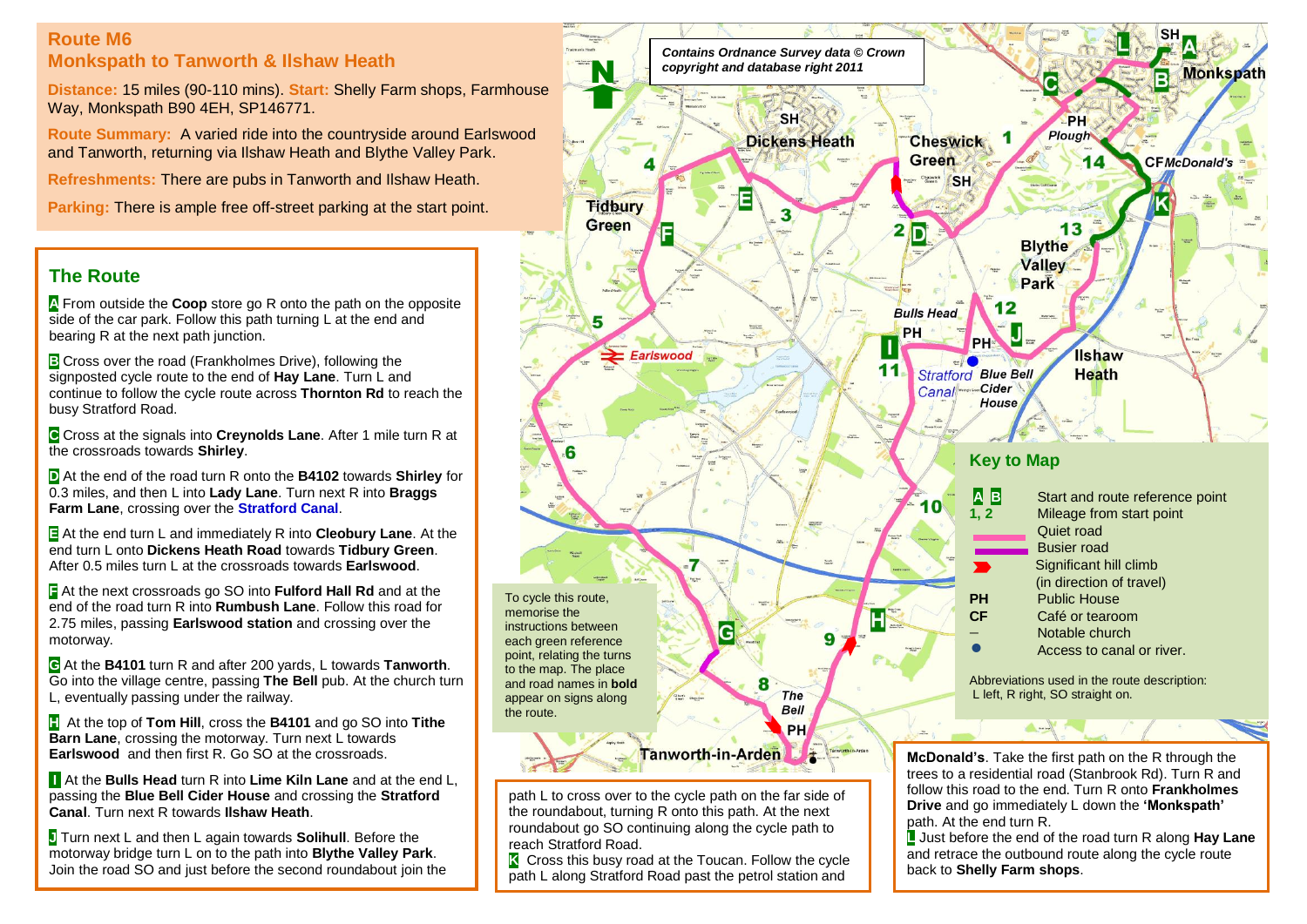## Route M6
## Monkspath to Tanworth & Ilshaw Heath

**Distance:** 15 miles (90-110 mins). **Start:** Shelly Farm shops, Farmhouse Way, Monkspath B90 4EH, SP146771.

**Route Summary:** A varied ride into the countryside around Earlswood and Tanworth, returning via Ilshaw Heath and Blythe Valley Park.

**Refreshments:** There are pubs in Tanworth and Ilshaw Heath.

**Parking:** There is ample free off-street parking at the start point.

### The Route

**A** From outside the **Coop** store go R onto the path on the opposite side of the car park. Follow this path turning L at the end and bearing R at the next path junction.

**B** Cross over the road (Frankholmes Drive), following the signposted cycle route to the end of **Hay Lane**. Turn L and continue to follow the cycle route across **Thornton Rd** to reach the busy Stratford Road.

**C** Cross at the signals into **Creynolds Lane**. After 1 mile turn R at the crossroads towards **Shirley**.

**D** At the end of the road turn R onto the **B4102** towards **Shirley** for 0.3 miles, and then L into **Lady Lane**. Turn next R into **Braggs Farm Lane**, crossing over the **Stratford Canal**.

**E** At the end turn L and immediately R into **Cleobury Lane**. At the end turn L onto **Dickens Heath Road** towards **Tidbury Green**. After 0.5 miles turn L at the crossroads towards **Earlswood**.

**F** At the next crossroads go SO into **Fulford Hall Rd** and at the end of the road turn R into **Rumbush Lane**. Follow this road for 2.75 miles, passing **Earlswood station** and crossing over the motorway.

**G** At the **B4101** turn R and after 200 yards, L towards **Tanworth**. Go into the village centre, passing **The Bell** pub. At the church turn L, eventually passing under the railway.

**H** At the top of **Tom Hill**, cross the **B4101** and go SO into **Tithe Barn Lane**, crossing the motorway. Turn next L towards **Earlswood** and then first R. Go SO at the crossroads.

**I** At the **Bulls Head** turn R into **Lime Kiln Lane** and at the end L, passing the **Blue Bell Cider House** and crossing the **Stratford Canal**. Turn next R towards **Ilshaw Heath**.

**J** Turn next L and then L again towards **Solihull**. Before the motorway bridge turn L on to the path into **Blythe Valley Park**. Join the road SO and just before the second roundabout join the path L to cross over to the cycle path on the far side of the roundabout, turning R onto this path. At the next roundabout go SO continuing along the cycle path to reach Stratford Road.

**K** Cross this busy road at the Toucan. Follow the cycle path L along Stratford Road past the petrol station and **McDonald's**. Take the first path on the R through the trees to a residential road (Stanbrook Rd). Turn R and follow this road to the end. Turn R onto **Frankholmes Drive** and go immediately L down the **'Monkspath'** path. At the end turn R.

**L** Just before the end of the road turn R along **Hay Lane** and retrace the outbound route along the cycle route back to **Shelly Farm shops**.

*Contains Ordnance Survey data © Crown copyright and database right 2011*

To cycle this route, memorise the instructions between each green reference point, relating the turns to the map. The place and road names in **bold** appear on signs along the route.

### Key to Map

- A B — Start and route reference point
- 1, 2 — Mileage from start point
- Quiet road
- Busier road
- Significant hill climb (in direction of travel)
- PH — Public House
- CF — Café or tearoom
- Notable church
- Access to canal or river.

Abbreviations used in the route description: L left, R right, SO straight on.